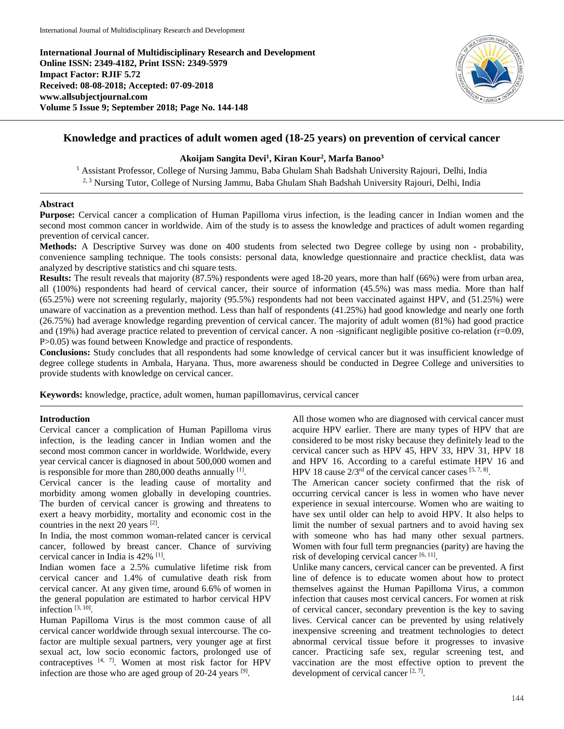# Knowledge and practices of adult women aged (18-25 years) on prevention of cervical cancer

**Akoijam Sangita Devi[1], Kiran Kour[2], Marfa Banoo[3]**

[1] Assistant Professor, College of Nursing Jammu, Baba Ghulam Shah Badshah University Rajouri, Delhi, India
[2, 3] Nursing Tutor, College of Nursing Jammu, Baba Ghulam Shah Badshah University Rajouri, Delhi, India

## Abstract

**Purpose:** Cervical cancer a complication of Human Papilloma virus infection, is the leading cancer in Indian women and the second most common cancer in worldwide. Aim of the study is to assess the knowledge and practices of adult women regarding prevention of cervical cancer.

**Methods:** A Descriptive Survey was done on 400 students from selected two Degree college by using non - probability, convenience sampling technique. The tools consists: personal data, knowledge questionnaire and practice checklist, data was analyzed by descriptive statistics and chi square tests.

**Results:** The result reveals that majority (87.5%) respondents were aged 18-20 years, more than half (66%) were from urban area, all (100%) respondents had heard of cervical cancer, their source of information (45.5%) was mass media. More than half (65.25%) were not screening regularly, majority (95.5%) respondents had not been vaccinated against HPV, and (51.25%) were unaware of vaccination as a prevention method. Less than half of respondents (41.25%) had good knowledge and nearly one forth (26.75%) had average knowledge regarding prevention of cervical cancer. The majority of adult women (81%) had good practice and (19%) had average practice related to prevention of cervical cancer. A non -significant negligible positive co-relation (r=0.09, P>0.05) was found between Knowledge and practice of respondents.

**Conclusions:** Study concludes that all respondents had some knowledge of cervical cancer but it was insufficient knowledge of degree college students in Ambala, Haryana. Thus, more awareness should be conducted in Degree College and universities to provide students with knowledge on cervical cancer.

**Keywords:** knowledge, practice, adult women, human papillomavirus, cervical cancer

## Introduction

Cervical cancer a complication of Human Papilloma virus infection, is the leading cancer in Indian women and the second most common cancer in worldwide. Worldwide, every year cervical cancer is diagnosed in about 500,000 women and is responsible for more than 280,000 deaths annually [1].

Cervical cancer is the leading cause of mortality and morbidity among women globally in developing countries. The burden of cervical cancer is growing and threatens to exert a heavy morbidity, mortality and economic cost in the countries in the next 20 years [2].

In India, the most common woman-related cancer is cervical cancer, followed by breast cancer. Chance of surviving cervical cancer in India is 42% [1].

Indian women face a 2.5% cumulative lifetime risk from cervical cancer and 1.4% of cumulative death risk from cervical cancer. At any given time, around 6.6% of women in the general population are estimated to harbor cervical HPV infection [3, 10].

Human Papilloma Virus is the most common cause of all cervical cancer worldwide through sexual intercourse. The co-factor are multiple sexual partners, very younger age at first sexual act, low socio economic factors, prolonged use of contraceptives [4, 7]. Women at most risk factor for HPV infection are those who are aged group of 20-24 years [9].

All those women who are diagnosed with cervical cancer must acquire HPV earlier. There are many types of HPV that are considered to be most risky because they definitely lead to the cervical cancer such as HPV 45, HPV 33, HPV 31, HPV 18 and HPV 16. According to a careful estimate HPV 16 and HPV 18 cause 2/3rd of the cervical cancer cases [5, 7, 8].

The American cancer society confirmed that the risk of occurring cervical cancer is less in women who have never experience in sexual intercourse. Women who are waiting to have sex until older can help to avoid HPV. It also helps to limit the number of sexual partners and to avoid having sex with someone who has had many other sexual partners. Women with four full term pregnancies (parity) are having the risk of developing cervical cancer [6, 11].

Unlike many cancers, cervical cancer can be prevented. A first line of defence is to educate women about how to protect themselves against the Human Papilloma Virus, a common infection that causes most cervical cancers. For women at risk of cervical cancer, secondary prevention is the key to saving lives. Cervical cancer can be prevented by using relatively inexpensive screening and treatment technologies to detect abnormal cervical tissue before it progresses to invasive cancer. Practicing safe sex, regular screening test, and vaccination are the most effective option to prevent the development of cervical cancer [2, 7].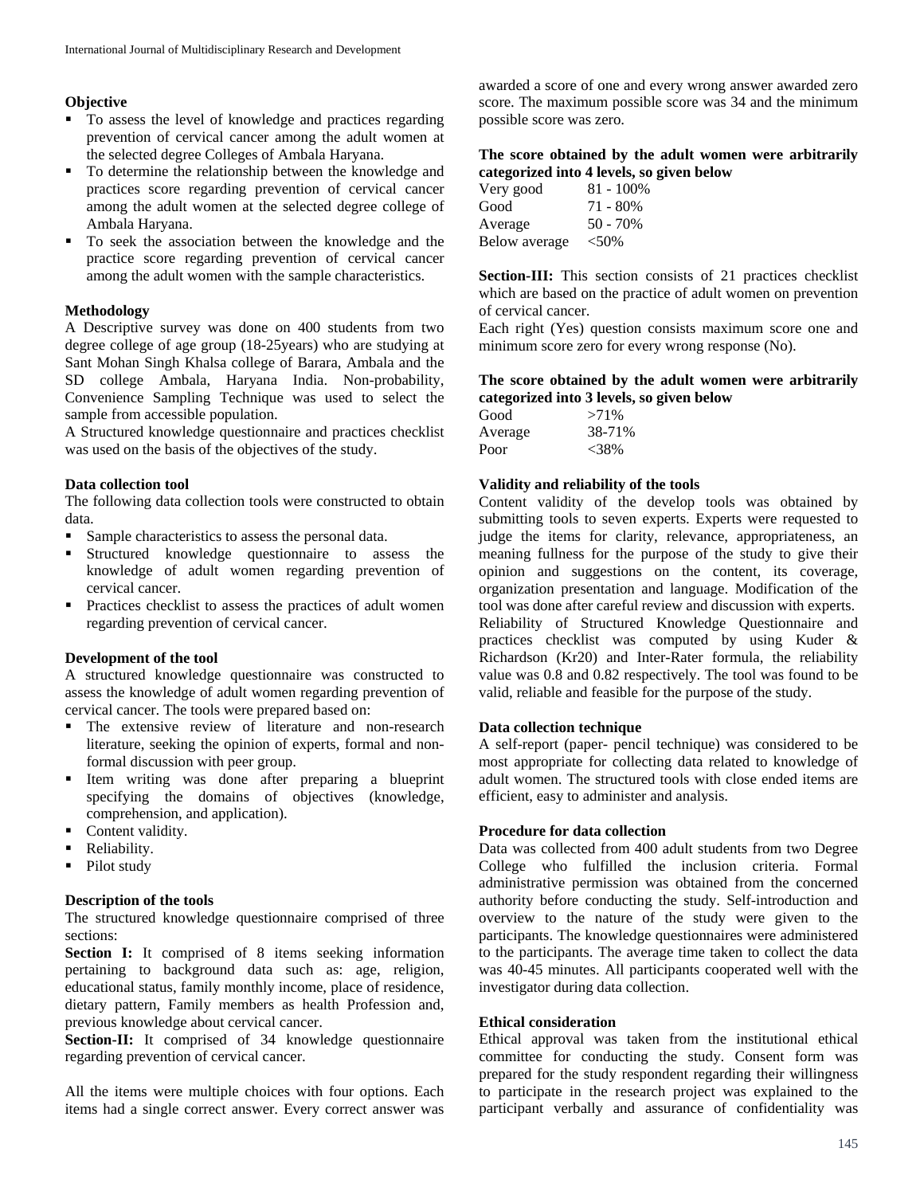**Objective**

- To assess the level of knowledge and practices regarding prevention of cervical cancer among the adult women at the selected degree Colleges of Ambala Haryana.
- To determine the relationship between the knowledge and practices score regarding prevention of cervical cancer among the adult women at the selected degree college of Ambala Haryana.
- To seek the association between the knowledge and the practice score regarding prevention of cervical cancer among the adult women with the sample characteristics.

**Methodology**

A Descriptive survey was done on 400 students from two degree college of age group (18-25years) who are studying at Sant Mohan Singh Khalsa college of Barara, Ambala and the SD college Ambala, Haryana India. Non-probability, Convenience Sampling Technique was used to select the sample from accessible population.

A Structured knowledge questionnaire and practices checklist was used on the basis of the objectives of the study.

**Data collection tool**

The following data collection tools were constructed to obtain data.

- Sample characteristics to assess the personal data.
- Structured knowledge questionnaire to assess the knowledge of adult women regarding prevention of cervical cancer.
- Practices checklist to assess the practices of adult women regarding prevention of cervical cancer.

**Development of the tool**

A structured knowledge questionnaire was constructed to assess the knowledge of adult women regarding prevention of cervical cancer. The tools were prepared based on:

- The extensive review of literature and non-research literature, seeking the opinion of experts, formal and non-formal discussion with peer group.
- Item writing was done after preparing a blueprint specifying the domains of objectives (knowledge, comprehension, and application).
- Content validity.
- Reliability.
- Pilot study

**Description of the tools**

The structured knowledge questionnaire comprised of three sections:

**Section I:** It comprised of 8 items seeking information pertaining to background data such as: age, religion, educational status, family monthly income, place of residence, dietary pattern, Family members as health Profession and, previous knowledge about cervical cancer.

**Section-II:** It comprised of 34 knowledge questionnaire regarding prevention of cervical cancer.

All the items were multiple choices with four options. Each items had a single correct answer. Every correct answer was awarded a score of one and every wrong answer awarded zero score. The maximum possible score was 34 and the minimum possible score was zero.

**The score obtained by the adult women were arbitrarily categorized into 4 levels, so given below**

| | |
|---|---|
| Very good | 81 - 100% |
| Good | 71 - 80% |
| Average | 50 - 70% |
| Below average | <50% |

**Section-III:** This section consists of 21 practices checklist which are based on the practice of adult women on prevention of cervical cancer.

Each right (Yes) question consists maximum score one and minimum score zero for every wrong response (No).

**The score obtained by the adult women were arbitrarily categorized into 3 levels, so given below**

| | |
|---|---|
| Good | >71% |
| Average | 38-71% |
| Poor | <38% |

**Validity and reliability of the tools**

Content validity of the develop tools was obtained by submitting tools to seven experts. Experts were requested to judge the items for clarity, relevance, appropriateness, an meaning fullness for the purpose of the study to give their opinion and suggestions on the content, its coverage, organization presentation and language. Modification of the tool was done after careful review and discussion with experts.

Reliability of Structured Knowledge Questionnaire and practices checklist was computed by using Kuder & Richardson (Kr20) and Inter-Rater formula, the reliability value was 0.8 and 0.82 respectively. The tool was found to be valid, reliable and feasible for the purpose of the study.

**Data collection technique**

A self-report (paper- pencil technique) was considered to be most appropriate for collecting data related to knowledge of adult women. The structured tools with close ended items are efficient, easy to administer and analysis.

**Procedure for data collection**

Data was collected from 400 adult students from two Degree College who fulfilled the inclusion criteria. Formal administrative permission was obtained from the concerned authority before conducting the study. Self-introduction and overview to the nature of the study were given to the participants. The knowledge questionnaires were administered to the participants. The average time taken to collect the data was 40-45 minutes. All participants cooperated well with the investigator during data collection.

**Ethical consideration**

Ethical approval was taken from the institutional ethical committee for conducting the study. Consent form was prepared for the study respondent regarding their willingness to participate in the research project was explained to the participant verbally and assurance of confidentiality was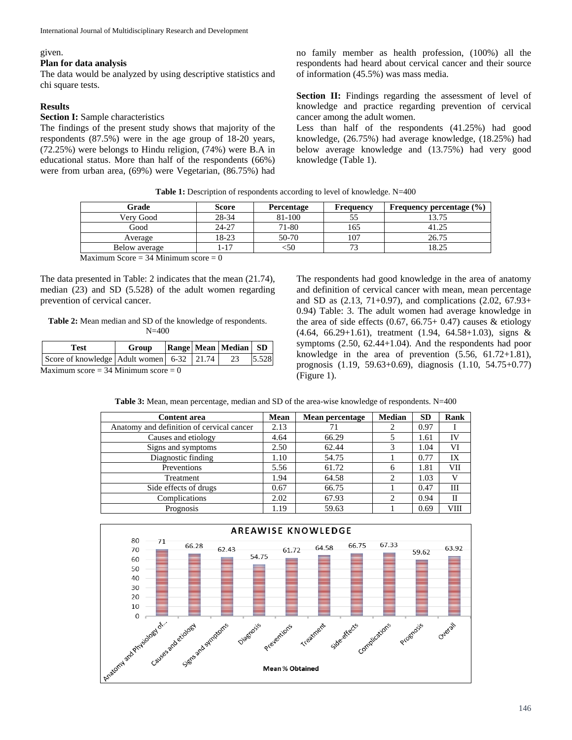given.

**Plan for data analysis**

The data would be analyzed by using descriptive statistics and chi square tests.

**Results**

**Section I:** Sample characteristics

The findings of the present study shows that majority of the respondents (87.5%) were in the age group of 18-20 years, (72.25%) were belongs to Hindu religion, (74%) were B.A in educational status. More than half of the respondents (66%) were from urban area, (69%) were Vegetarian, (86.75%) had no family member as health profession, (100%) all the respondents had heard about cervical cancer and their source of information (45.5%) was mass media.

**Section II:** Findings regarding the assessment of level of knowledge and practice regarding prevention of cervical cancer among the adult women.

Less than half of the respondents (41.25%) had good knowledge, (26.75%) had average knowledge, (18.25%) had below average knowledge and (13.75%) had very good knowledge (Table 1).

**Table 1:** Description of respondents according to level of knowledge. N=400

| Grade | Score | Percentage | Frequency | Frequency percentage (%) |
|---|---|---|---|---|
| Very Good | 28-34 | 81-100 | 55 | 13.75 |
| Good | 24-27 | 71-80 | 165 | 41.25 |
| Average | 18-23 | 50-70 | 107 | 26.75 |
| Below average | 1-17 | <50 | 73 | 18.25 |

Maximum Score = 34 Minimum score = 0

The data presented in Table: 2 indicates that the mean (21.74), median (23) and SD (5.528) of the adult women regarding prevention of cervical cancer.

**Table 2:** Mean median and SD of the knowledge of respondents. N=400

| Test | Group | Range | Mean | Median | SD |
|---|---|---|---|---|---|
| Score of knowledge | Adult women | 6-32 | 21.74 | 23 | 5.528 |

Maximum score = 34 Minimum score = 0

The respondents had good knowledge in the area of anatomy and definition of cervical cancer with mean, mean percentage and SD as (2.13, 71+0.97), and complications (2.02, 67.93+ 0.94) Table: 3. The adult women had average knowledge in the area of side effects (0.67, 66.75+ 0.47) causes & etiology (4.64, 66.29+1.61), treatment (1.94, 64.58+1.03), signs & symptoms (2.50, 62.44+1.04). And the respondents had poor knowledge in the area of prevention (5.56, 61.72+1.81), prognosis (1.19, 59.63+0.69), diagnosis (1.10, 54.75+0.77) (Figure 1).

**Table 3:** Mean, mean percentage, median and SD of the area-wise knowledge of respondents. N=400

| Content area | Mean | Mean percentage | Median | SD | Rank |
|---|---|---|---|---|---|
| Anatomy and definition of cervical cancer | 2.13 | 71 | 2 | 0.97 | I |
| Causes and etiology | 4.64 | 66.29 | 5 | 1.61 | IV |
| Signs and symptoms | 2.50 | 62.44 | 3 | 1.04 | VI |
| Diagnostic finding | 1.10 | 54.75 | 1 | 0.77 | IX |
| Preventions | 5.56 | 61.72 | 6 | 1.81 | VII |
| Treatment | 1.94 | 64.58 | 2 | 1.03 | V |
| Side effects of drugs | 0.67 | 66.75 | 1 | 0.47 | III |
| Complications | 2.02 | 67.93 | 2 | 0.94 | II |
| Prognosis | 1.19 | 59.63 | 1 | 0.69 | VIII |

**AREAWISE KNOWLEDGE**

| Area | Mean % Obtained |
|---|---|
| Anatomy and Physiology of... | 71 |
| Causes and etiology | 66.28 |
| Signs and symptoms | 62.43 |
| Diagnosis | 54.75 |
| Preventions | 61.72 |
| Treatment | 64.58 |
| Side-effects | 66.75 |
| Complications | 67.33 |
| Prognosis | 59.62 |
| Overall | 63.92 |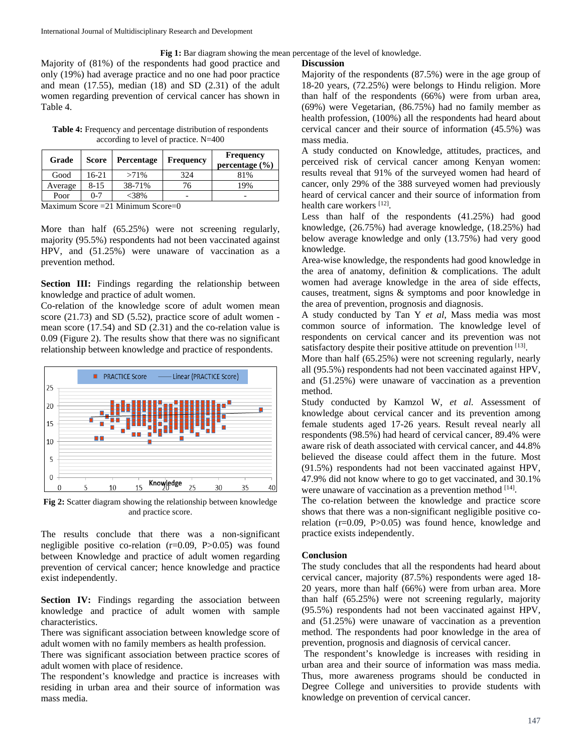**Fig 1:** Bar diagram showing the mean percentage of the level of knowledge.

Majority of (81%) of the respondents had good practice and only (19%) had average practice and no one had poor practice and mean (17.55), median (18) and SD (2.31) of the adult women regarding prevention of cervical cancer has shown in Table 4.

**Table 4:** Frequency and percentage distribution of respondents according to level of practice. N=400

| Grade | Score | Percentage | Frequency | Frequency percentage (%) |
|---|---|---|---|---|
| Good | 16-21 | >71% | 324 | 81% |
| Average | 8-15 | 38-71% | 76 | 19% |
| Poor | 0-7 | <38% | - | - |

Maximum Score =21 Minimum Score=0

More than half (65.25%) were not screening regularly, majority (95.5%) respondents had not been vaccinated against HPV, and (51.25%) were unaware of vaccination as a prevention method.

**Section III:** Findings regarding the relationship between knowledge and practice of adult women.

Co-relation of the knowledge score of adult women mean score (21.73) and SD (5.52), practice score of adult women - mean score (17.54) and SD (2.31) and the co-relation value is 0.09 (Figure 2). The results show that there was no significant relationship between knowledge and practice of respondents.

**Fig 2:** Scatter diagram showing the relationship between knowledge and practice score.

The results conclude that there was a non-significant negligible positive co-relation (r=0.09, P>0.05) was found between Knowledge and practice of adult women regarding prevention of cervical cancer; hence knowledge and practice exist independently.

**Section IV:** Findings regarding the association between knowledge and practice of adult women with sample characteristics.

There was significant association between knowledge score of adult women with no family members as health profession.

There was significant association between practice scores of adult women with place of residence.

The respondent's knowledge and practice is increases with residing in urban area and their source of information was mass media.

## Discussion

Majority of the respondents (87.5%) were in the age group of 18-20 years, (72.25%) were belongs to Hindu religion. More than half of the respondents (66%) were from urban area, (69%) were Vegetarian, (86.75%) had no family member as health profession, (100%) all the respondents had heard about cervical cancer and their source of information (45.5%) was mass media.

A study conducted on Knowledge, attitudes, practices, and perceived risk of cervical cancer among Kenyan women: results reveal that 91% of the surveyed women had heard of cancer, only 29% of the 388 surveyed women had previously heard of cervical cancer and their source of information from health care workers [12].

Less than half of the respondents (41.25%) had good knowledge, (26.75%) had average knowledge, (18.25%) had below average knowledge and only (13.75%) had very good knowledge.

Area-wise knowledge, the respondents had good knowledge in the area of anatomy, definition & complications. The adult women had average knowledge in the area of side effects, causes, treatment, signs & symptoms and poor knowledge in the area of prevention, prognosis and diagnosis.

A study conducted by Tan Y *et al*, Mass media was most common source of information. The knowledge level of respondents on cervical cancer and its prevention was not satisfactory despite their positive attitude on prevention [13].

More than half (65.25%) were not screening regularly, nearly all (95.5%) respondents had not been vaccinated against HPV, and (51.25%) were unaware of vaccination as a prevention method.

Study conducted by Kamzol W, *et al.* Assessment of knowledge about cervical cancer and its prevention among female students aged 17-26 years. Result reveal nearly all respondents (98.5%) had heard of cervical cancer, 89.4% were aware risk of death associated with cervical cancer, and 44.8% believed the disease could affect them in the future. Most (91.5%) respondents had not been vaccinated against HPV, 47.9% did not know where to go to get vaccinated, and 30.1% were unaware of vaccination as a prevention method [14].

The co-relation between the knowledge and practice score shows that there was a non-significant negligible positive co-relation (r=0.09, P>0.05) was found hence, knowledge and practice exists independently.

## Conclusion

The study concludes that all the respondents had heard about cervical cancer, majority (87.5%) respondents were aged 18-20 years, more than half (66%) were from urban area. More than half (65.25%) were not screening regularly, majority (95.5%) respondents had not been vaccinated against HPV, and (51.25%) were unaware of vaccination as a prevention method. The respondents had poor knowledge in the area of prevention, prognosis and diagnosis of cervical cancer.

The respondent's knowledge is increases with residing in urban area and their source of information was mass media. Thus, more awareness programs should be conducted in Degree College and universities to provide students with knowledge on prevention of cervical cancer.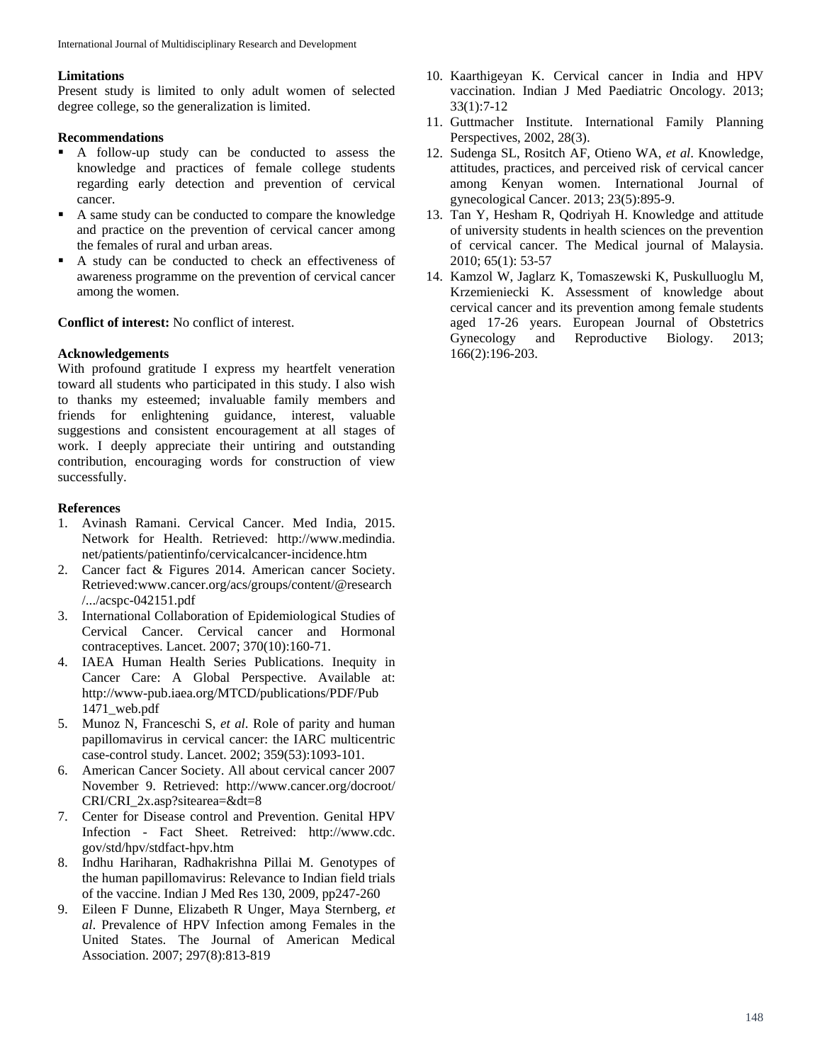### Limitations

Present study is limited to only adult women of selected degree college, so the generalization is limited.

### Recommendations

- A follow-up study can be conducted to assess the knowledge and practices of female college students regarding early detection and prevention of cervical cancer.
- A same study can be conducted to compare the knowledge and practice on the prevention of cervical cancer among the females of rural and urban areas.
- A study can be conducted to check an effectiveness of awareness programme on the prevention of cervical cancer among the women.

**Conflict of interest:** No conflict of interest.

### Acknowledgements

With profound gratitude I express my heartfelt veneration toward all students who participated in this study. I also wish to thanks my esteemed; invaluable family members and friends for enlightening guidance, interest, valuable suggestions and consistent encouragement at all stages of work. I deeply appreciate their untiring and outstanding contribution, encouraging words for construction of view successfully.

### References

1. Avinash Ramani. Cervical Cancer. Med India, 2015. Network for Health. Retrieved: http://www.medindia.net/patients/patientinfo/cervicalcancer-incidence.htm
2. Cancer fact & Figures 2014. American cancer Society. Retrieved:www.cancer.org/acs/groups/content/@research/.../acspc-042151.pdf
3. International Collaboration of Epidemiological Studies of Cervical Cancer. Cervical cancer and Hormonal contraceptives. Lancet. 2007; 370(10):160-71.
4. IAEA Human Health Series Publications. Inequity in Cancer Care: A Global Perspective. Available at: http://www-pub.iaea.org/MTCD/publications/PDF/Pub1471_web.pdf
5. Munoz N, Franceschi S, *et al*. Role of parity and human papillomavirus in cervical cancer: the IARC multicentric case-control study. Lancet. 2002; 359(53):1093-101.
6. American Cancer Society. All about cervical cancer 2007 November 9. Retrieved: http://www.cancer.org/docroot/CRI/CRI_2x.asp?sitearea=&dt=8
7. Center for Disease control and Prevention. Genital HPV Infection - Fact Sheet. Retreived: http://www.cdc.gov/std/hpv/stdfact-hpv.htm
8. Indhu Hariharan, Radhakrishna Pillai M. Genotypes of the human papillomavirus: Relevance to Indian field trials of the vaccine. Indian J Med Res 130, 2009, pp247-260
9. Eileen F Dunne, Elizabeth R Unger, Maya Sternberg, *et al*. Prevalence of HPV Infection among Females in the United States. The Journal of American Medical Association. 2007; 297(8):813-819
10. Kaarthigeyan K. Cervical cancer in India and HPV vaccination. Indian J Med Paediatric Oncology. 2013; 33(1):7-12
11. Guttmacher Institute. International Family Planning Perspectives, 2002, 28(3).
12. Sudenga SL, Rositch AF, Otieno WA, *et al*. Knowledge, attitudes, practices, and perceived risk of cervical cancer among Kenyan women. International Journal of gynecological Cancer. 2013; 23(5):895-9.
13. Tan Y, Hesham R, Qodriyah H. Knowledge and attitude of university students in health sciences on the prevention of cervical cancer. The Medical journal of Malaysia. 2010; 65(1): 53-57
14. Kamzol W, Jaglarz K, Tomaszewski K, Puskulluoglu M, Krzemieniecki K. Assessment of knowledge about cervical cancer and its prevention among female students aged 17-26 years. European Journal of Obstetrics Gynecology and Reproductive Biology. 2013; 166(2):196-203.